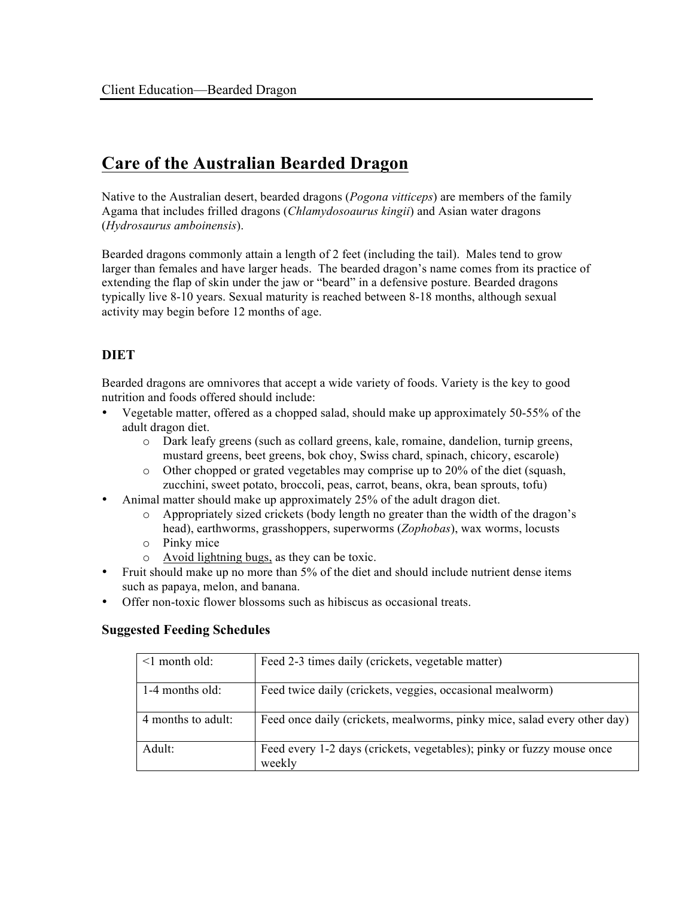# Care of the Australian Bearded Dragon

Native to the Australian desert, bearded dragons (*Pogona vitticeps*) are members of the family Agama that includes frilled dragons (*Chlamydosoaurus kingii*) and Asian water dragons (*Hydrosaurus amboinensis*).

Bearded dragons commonly attain a length of 2 feet (including the tail). Males tend to grow larger than females and have larger heads. The bearded dragon's name comes from its practice of extending the flap of skin under the jaw or "beard" in a defensive posture. Bearded dragons typically live 8-10 years. Sexual maturity is reached between 8-18 months, although sexual activity may begin before 12 months of age.

## DIET

Bearded dragons are omnivores that accept a wide variety of foods. Variety is the key to good nutrition and foods offered should include:

- Vegetable matter, offered as a chopped salad, should make up approximately 50-55% of the adult dragon diet.
  - Dark leafy greens (such as collard greens, kale, romaine, dandelion, turnip greens, mustard greens, beet greens, bok choy, Swiss chard, spinach, chicory, escarole)
  - Other chopped or grated vegetables may comprise up to 20% of the diet (squash, zucchini, sweet potato, broccoli, peas, carrot, beans, okra, bean sprouts, tofu)
- Animal matter should make up approximately 25% of the adult dragon diet.
  - Appropriately sized crickets (body length no greater than the width of the dragon's head), earthworms, grasshoppers, superworms (*Zophobas*), wax worms, locusts
  - Pinky mice
  - Avoid lightning bugs, as they can be toxic.
- Fruit should make up no more than 5% of the diet and should include nutrient dense items such as papaya, melon, and banana.
- Offer non-toxic flower blossoms such as hibiscus as occasional treats.

### Suggested Feeding Schedules

| Age | Feeding |
|---|---|
| <1 month old: | Feed 2-3 times daily (crickets, vegetable matter) |
| 1-4 months old: | Feed twice daily (crickets, veggies, occasional mealworm) |
| 4 months to adult: | Feed once daily (crickets, mealworms, pinky mice, salad every other day) |
| Adult: | Feed every 1-2 days (crickets, vegetables); pinky or fuzzy mouse once weekly |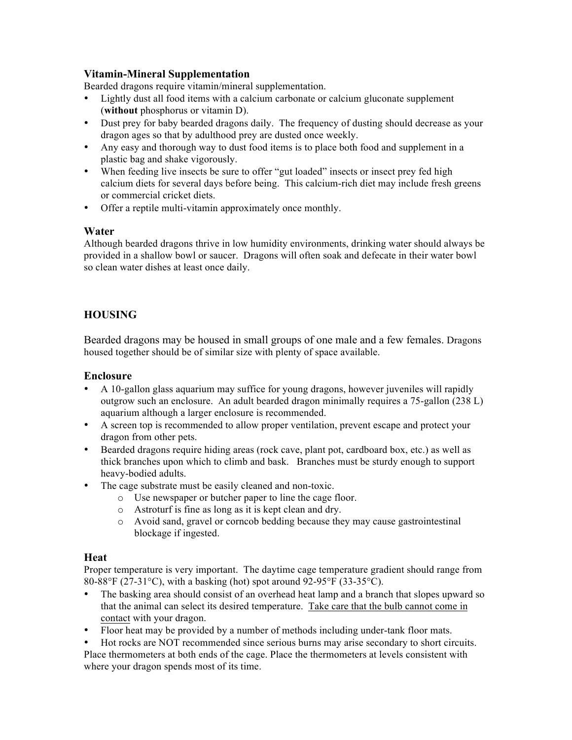### Vitamin-Mineral Supplementation

Bearded dragons require vitamin/mineral supplementation.

- Lightly dust all food items with a calcium carbonate or calcium gluconate supplement (**without** phosphorus or vitamin D).
- Dust prey for baby bearded dragons daily. The frequency of dusting should decrease as your dragon ages so that by adulthood prey are dusted once weekly.
- Any easy and thorough way to dust food items is to place both food and supplement in a plastic bag and shake vigorously.
- When feeding live insects be sure to offer "gut loaded" insects or insect prey fed high calcium diets for several days before being. This calcium-rich diet may include fresh greens or commercial cricket diets.
- Offer a reptile multi-vitamin approximately once monthly.

### Water

Although bearded dragons thrive in low humidity environments, drinking water should always be provided in a shallow bowl or saucer. Dragons will often soak and defecate in their water bowl so clean water dishes at least once daily.

## HOUSING

Bearded dragons may be housed in small groups of one male and a few females. Dragons housed together should be of similar size with plenty of space available.

### Enclosure

- A 10-gallon glass aquarium may suffice for young dragons, however juveniles will rapidly outgrow such an enclosure. An adult bearded dragon minimally requires a 75-gallon (238 L) aquarium although a larger enclosure is recommended.
- A screen top is recommended to allow proper ventilation, prevent escape and protect your dragon from other pets.
- Bearded dragons require hiding areas (rock cave, plant pot, cardboard box, etc.) as well as thick branches upon which to climb and bask. Branches must be sturdy enough to support heavy-bodied adults.
- The cage substrate must be easily cleaned and non-toxic.
  - Use newspaper or butcher paper to line the cage floor.
  - Astroturf is fine as long as it is kept clean and dry.
  - Avoid sand, gravel or corncob bedding because they may cause gastrointestinal blockage if ingested.

### Heat

Proper temperature is very important. The daytime cage temperature gradient should range from 80-88°F (27-31°C), with a basking (hot) spot around 92-95°F (33-35°C).

- The basking area should consist of an overhead heat lamp and a branch that slopes upward so that the animal can select its desired temperature. Take care that the bulb cannot come in contact with your dragon.
- Floor heat may be provided by a number of methods including under-tank floor mats.
- Hot rocks are NOT recommended since serious burns may arise secondary to short circuits.

Place thermometers at both ends of the cage. Place the thermometers at levels consistent with where your dragon spends most of its time.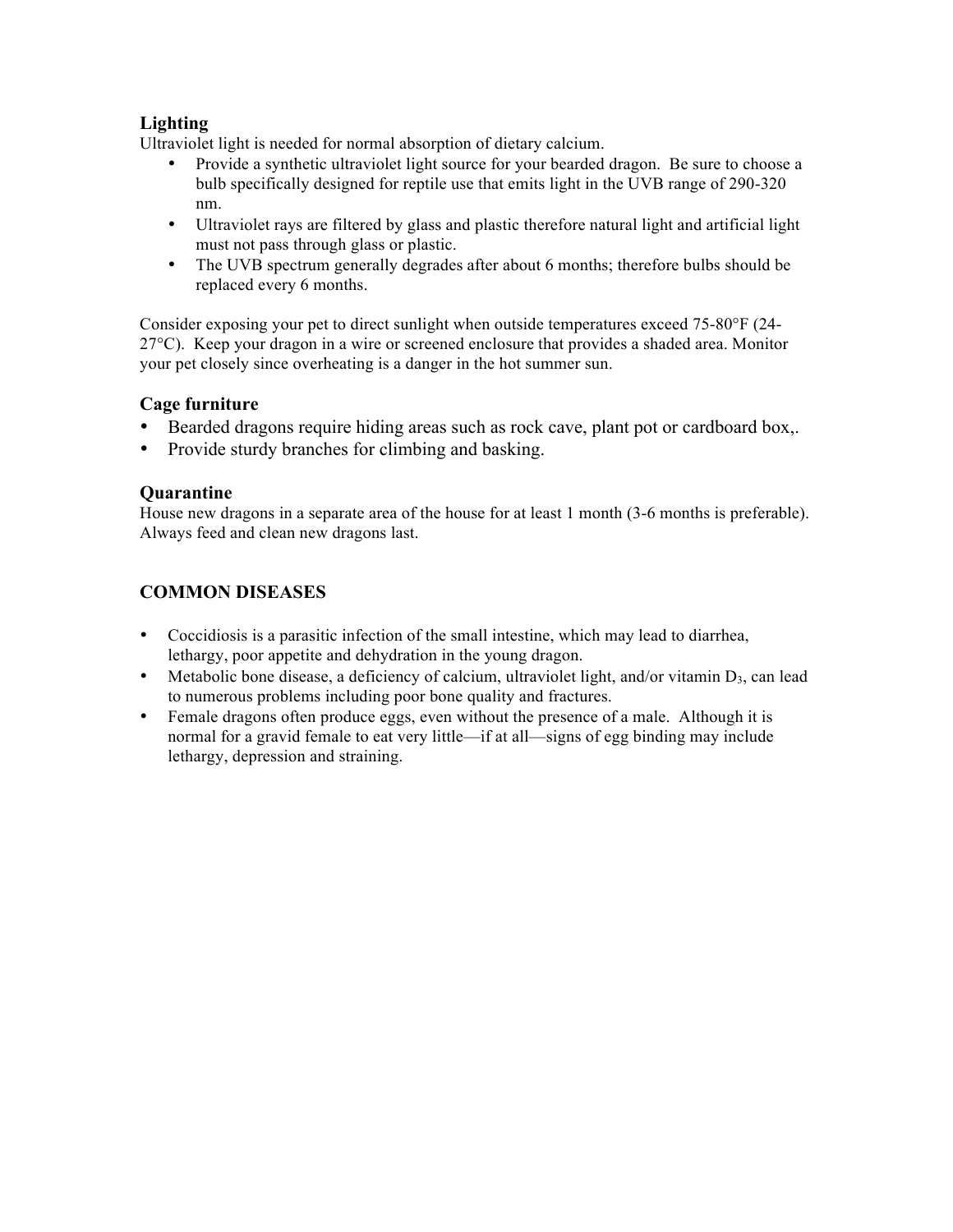### Lighting

Ultraviolet light is needed for normal absorption of dietary calcium.

- Provide a synthetic ultraviolet light source for your bearded dragon. Be sure to choose a bulb specifically designed for reptile use that emits light in the UVB range of 290-320 nm.
- Ultraviolet rays are filtered by glass and plastic therefore natural light and artificial light must not pass through glass or plastic.
- The UVB spectrum generally degrades after about 6 months; therefore bulbs should be replaced every 6 months.

Consider exposing your pet to direct sunlight when outside temperatures exceed 75-80°F (24-27°C). Keep your dragon in a wire or screened enclosure that provides a shaded area. Monitor your pet closely since overheating is a danger in the hot summer sun.

### Cage furniture

- Bearded dragons require hiding areas such as rock cave, plant pot or cardboard box,.
- Provide sturdy branches for climbing and basking.

### Quarantine

House new dragons in a separate area of the house for at least 1 month (3-6 months is preferable). Always feed and clean new dragons last.

## COMMON DISEASES

- Coccidiosis is a parasitic infection of the small intestine, which may lead to diarrhea, lethargy, poor appetite and dehydration in the young dragon.
- Metabolic bone disease, a deficiency of calcium, ultraviolet light, and/or vitamin $D_3$, can lead to numerous problems including poor bone quality and fractures.
- Female dragons often produce eggs, even without the presence of a male. Although it is normal for a gravid female to eat very little—if at all—signs of egg binding may include lethargy, depression and straining.